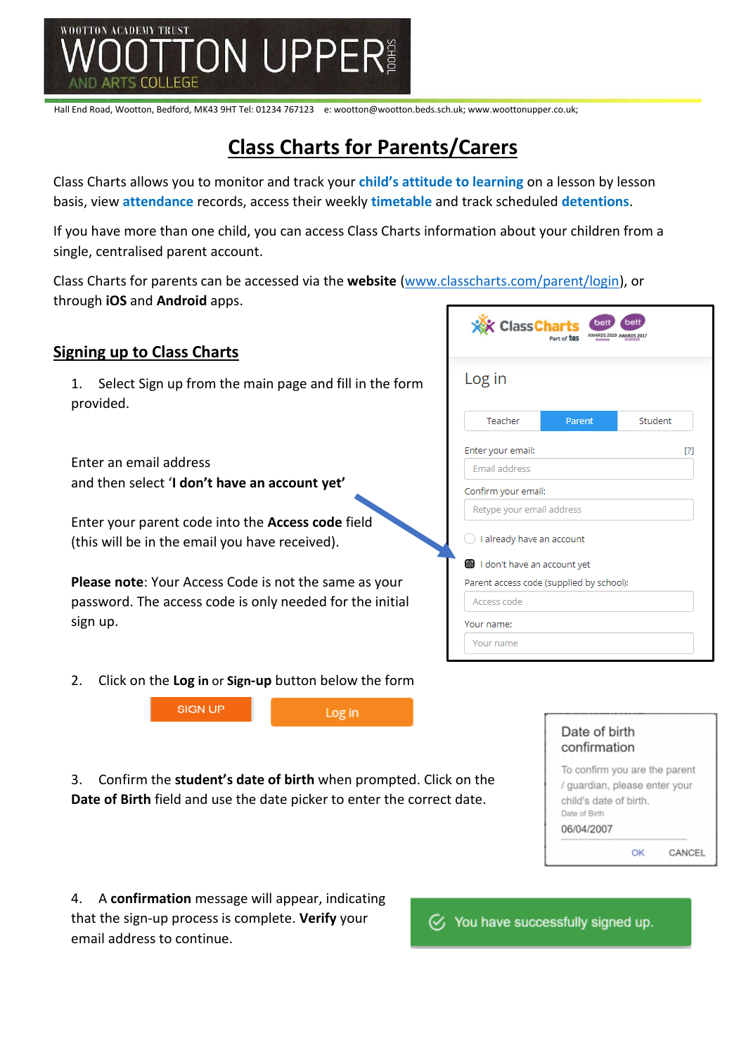WOOTTON ACADEMY TRUST
# WOOTTON UPPER SCHOOL AND ARTS COLLEGE

Hall End Road, Wootton, Bedford, MK43 9HT Tel: 01234 767123 e: wootton@wootton.beds.sch.uk; www.woottonupper.co.uk;

# Class Charts for Parents/Carers

Class Charts allows you to monitor and track your **child's attitude to learning** on a lesson by lesson basis, view **attendance** records, access their weekly **timetable** and track scheduled **detentions**.

If you have more than one child, you can access Class Charts information about your children from a single, centralised parent account.

Class Charts for parents can be accessed via the **website** (www.classcharts.com/parent/login), or through **iOS** and **Android** apps.

## Signing up to Class Charts

1. Select Sign up from the main page and fill in the form provided.

   Enter an email address and then select '**I don't have an account yet'**

   Enter your parent code into the **Access code** field (this will be in the email you have received).

   **Please note**: Your Access Code is not the same as your password. The access code is only needed for the initial sign up.

2. Click on the **Log in** or **Sign-up** button below the form

3. Confirm the **student's date of birth** when prompted. Click on the **Date of Birth** field and use the date picker to enter the correct date.

4. A **confirmation** message will appear, indicating that the sign-up process is complete. **Verify** your email address to continue.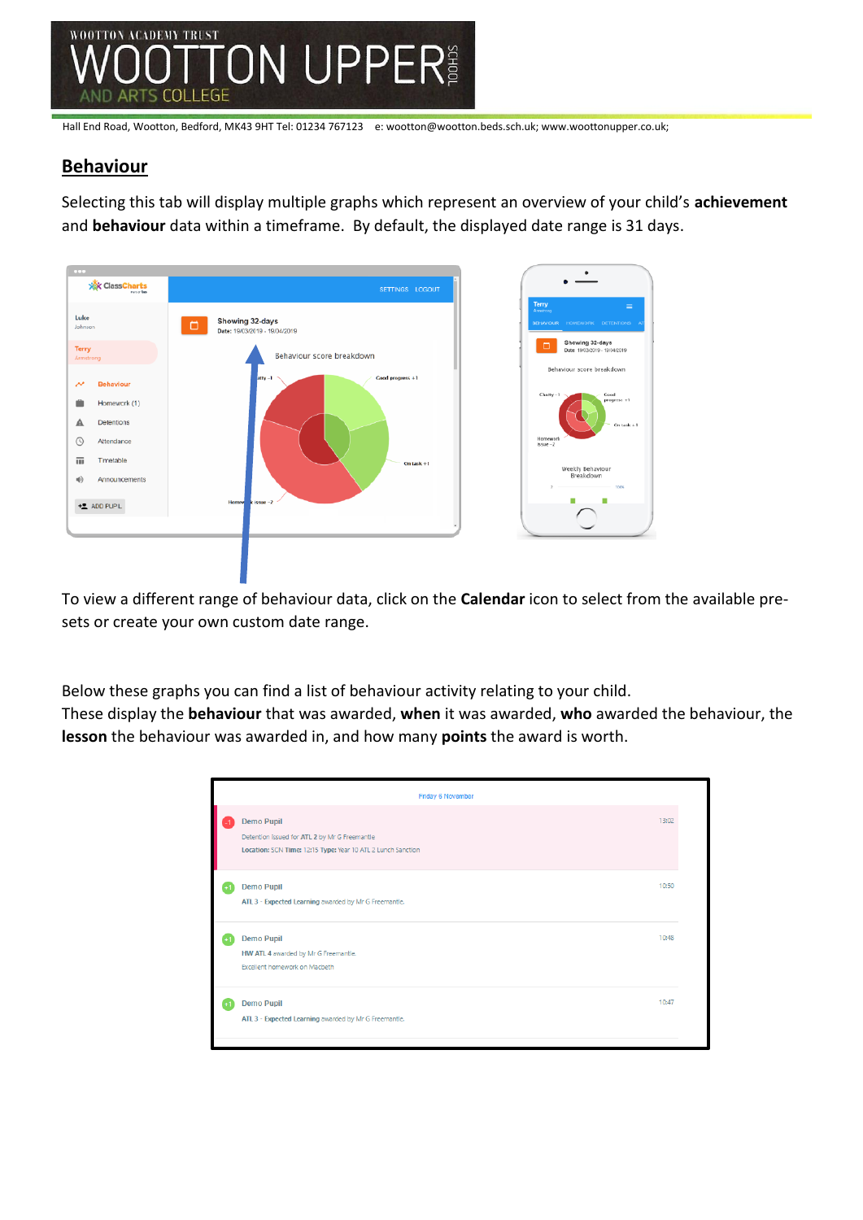## Behaviour

Selecting this tab will display multiple graphs which represent an overview of your child's **achievement** and **behaviour** data within a timeframe. By default, the displayed date range is 31 days.

To view a different range of behaviour data, click on the **Calendar** icon to select from the available pre-sets or create your own custom date range.

Below these graphs you can find a list of behaviour activity relating to your child. These display the **behaviour** that was awarded, **when** it was awarded, **who** awarded the behaviour, the **lesson** the behaviour was awarded in, and how many **points** the award is worth.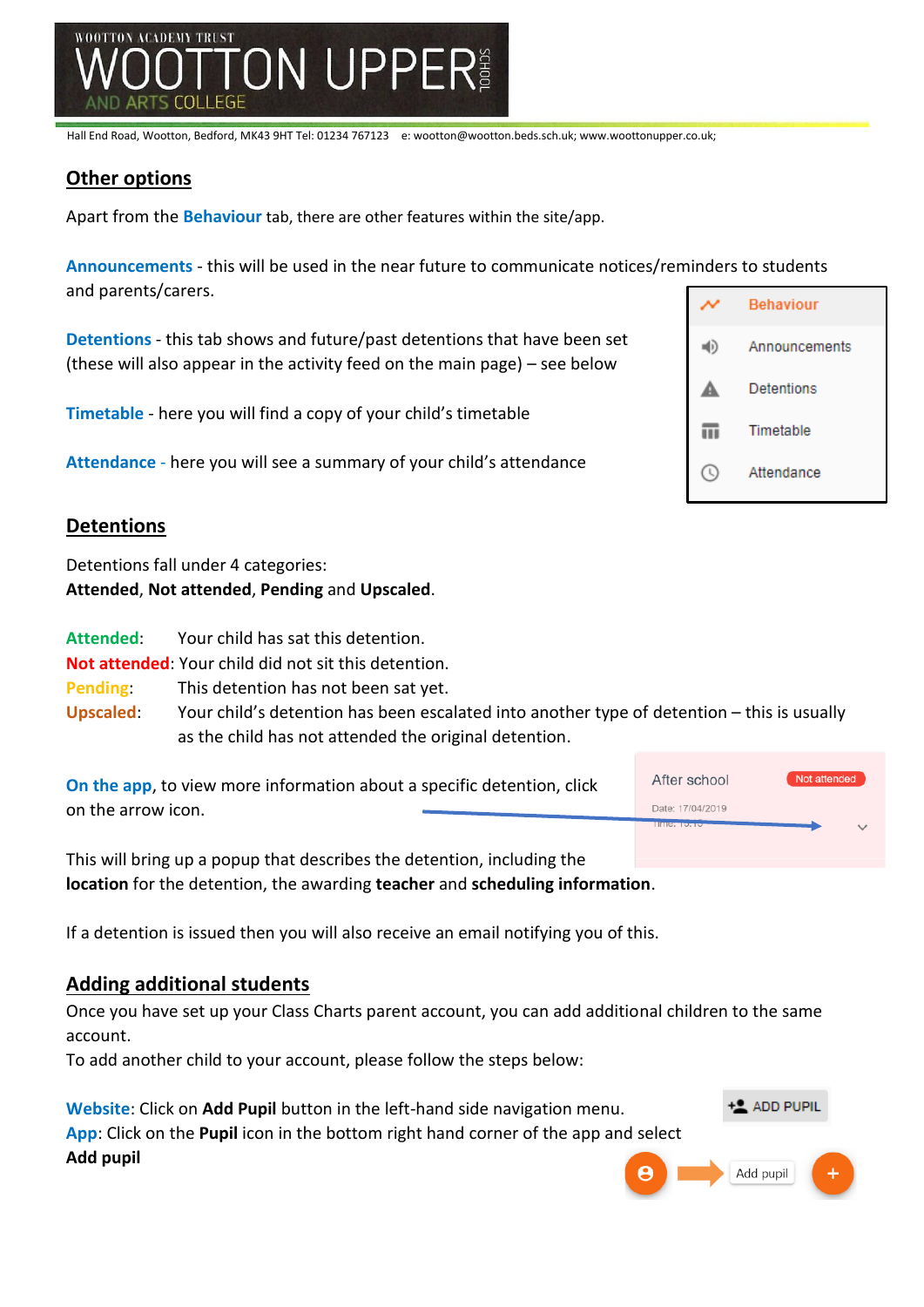## Other options

Apart from the **Behaviour** tab, there are other features within the site/app.

**Announcements** - this will be used in the near future to communicate notices/reminders to students and parents/carers.

**Detentions** - this tab shows and future/past detentions that have been set (these will also appear in the activity feed on the main page) – see below

**Timetable** - here you will find a copy of your child's timetable

**Attendance** - here you will see a summary of your child's attendance

## Detentions

Detentions fall under 4 categories:
**Attended**, **Not attended**, **Pending** and **Upscaled**.

**Attended**: Your child has sat this detention.
**Not attended**: Your child did not sit this detention.
**Pending**: This detention has not been sat yet.
**Upscaled**: Your child's detention has been escalated into another type of detention – this is usually as the child has not attended the original detention.

**On the app**, to view more information about a specific detention, click on the arrow icon.

This will bring up a popup that describes the detention, including the **location** for the detention, the awarding **teacher** and **scheduling information**.

If a detention is issued then you will also receive an email notifying you of this.

## Adding additional students

Once you have set up your Class Charts parent account, you can add additional children to the same account.
To add another child to your account, please follow the steps below:

**Website**: Click on **Add Pupil** button in the left-hand side navigation menu.
**App**: Click on the **Pupil** icon in the bottom right hand corner of the app and select **Add pupil**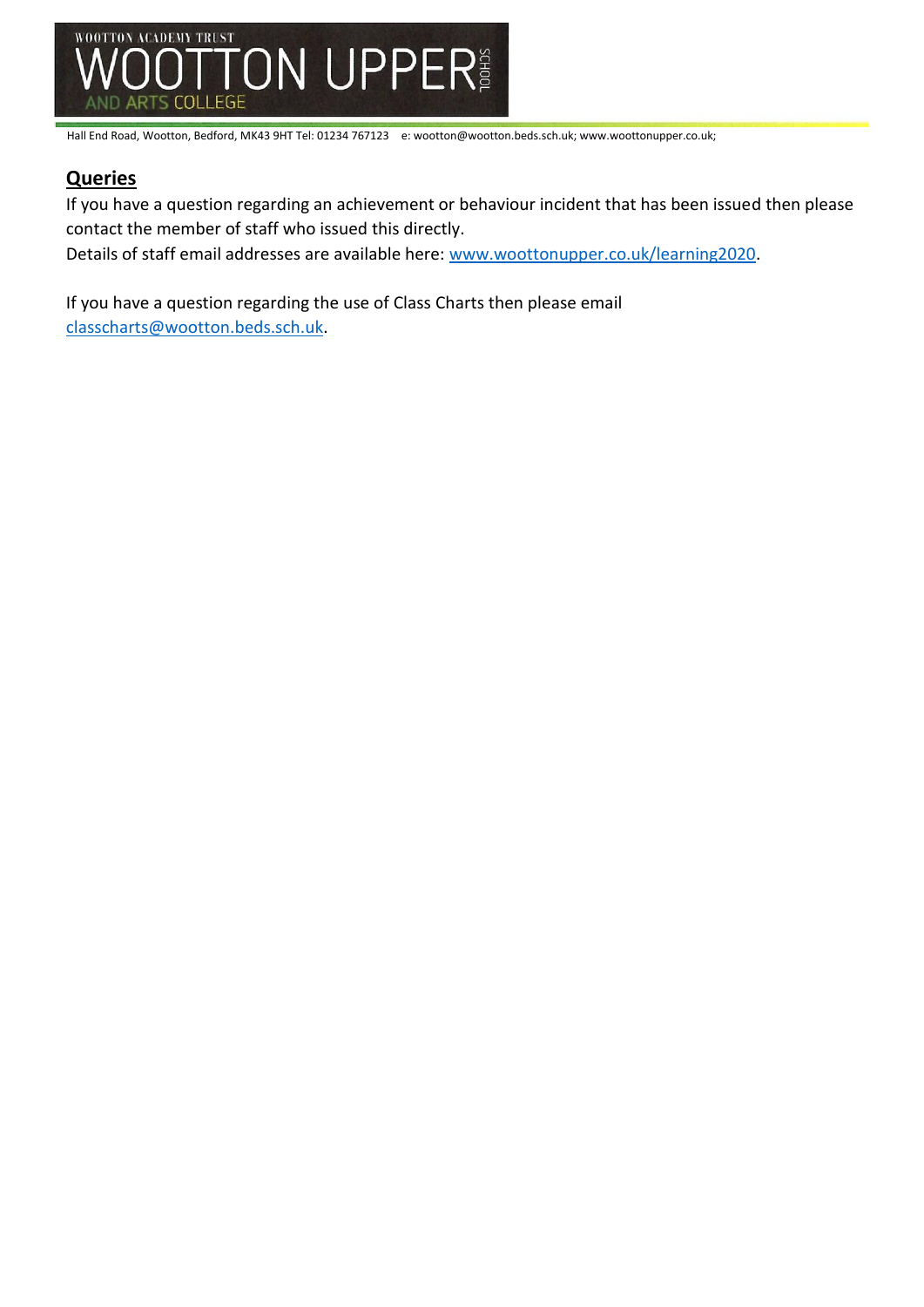## Queries

If you have a question regarding an achievement or behaviour incident that has been issued then please contact the member of staff who issued this directly.

Details of staff email addresses are available here: www.woottonupper.co.uk/learning2020.

If you have a question regarding the use of Class Charts then please email classcharts@wootton.beds.sch.uk.